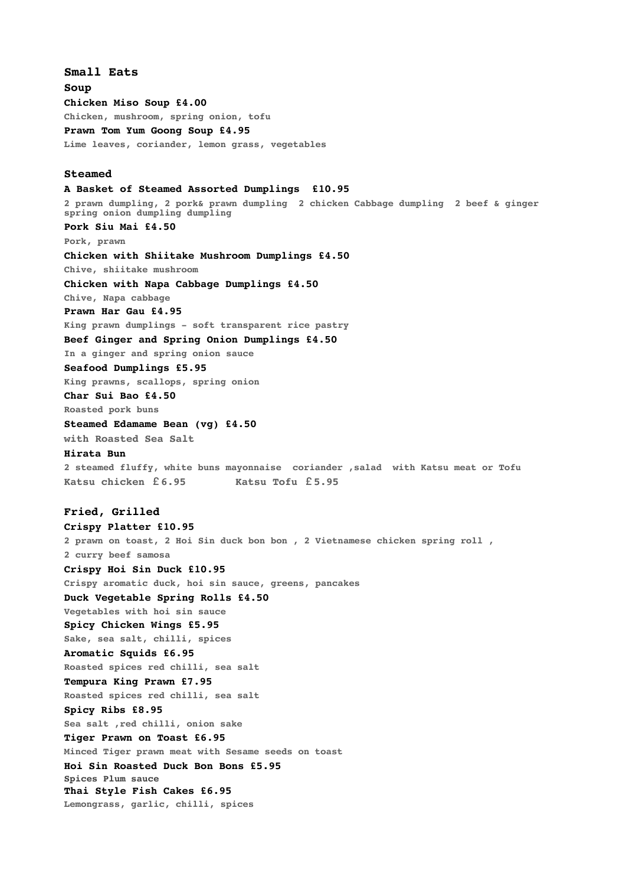# Small Eats

## Soup

**Chicken Miso Soup £4.00**
Chicken, mushroom, spring onion, tofu

**Prawn Tom Yum Goong Soup £4.95**
Lime leaves, coriander, lemon grass, vegetables

## Steamed

**A Basket of Steamed Assorted Dumplings £10.95**
2 prawn dumpling, 2 pork& prawn dumpling 2 chicken Cabbage dumpling 2 beef & ginger spring onion dumpling dumpling

**Pork Siu Mai £4.50**
Pork, prawn

**Chicken with Shiitake Mushroom Dumplings £4.50**
Chive, shiitake mushroom

**Chicken with Napa Cabbage Dumplings £4.50**
Chive, Napa cabbage

**Prawn Har Gau £4.95**
King prawn dumplings - soft transparent rice pastry

**Beef Ginger and Spring Onion Dumplings £4.50**
In a ginger and spring onion sauce

**Seafood Dumplings £5.95**
King prawns, scallops, spring onion

**Char Sui Bao £4.50**
Roasted pork buns

**Steamed Edamame Bean (vg) £4.50**
with Roasted Sea Salt

**Hirata Bun**
2 steamed fluffy, white buns mayonnaise coriander ,salad with Katsu meat or Tofu
Katsu chicken £6.95 Katsu Tofu £5.95

## Fried, Grilled

**Crispy Platter £10.95**
2 prawn on toast, 2 Hoi Sin duck bon bon , 2 Vietnamese chicken spring roll , 2 curry beef samosa

**Crispy Hoi Sin Duck £10.95**
Crispy aromatic duck, hoi sin sauce, greens, pancakes

**Duck Vegetable Spring Rolls £4.50**
Vegetables with hoi sin sauce

**Spicy Chicken Wings £5.95**
Sake, sea salt, chilli, spices

**Aromatic Squids £6.95**
Roasted spices red chilli, sea salt

**Tempura King Prawn £7.95**
Roasted spices red chilli, sea salt

**Spicy Ribs £8.95**
Sea salt ,red chilli, onion sake

**Tiger Prawn on Toast £6.95**
Minced Tiger prawn meat with Sesame seeds on toast

**Hoi Sin Roasted Duck Bon Bons £5.95**
Spices Plum sauce

**Thai Style Fish Cakes £6.95**
Lemongrass, garlic, chilli, spices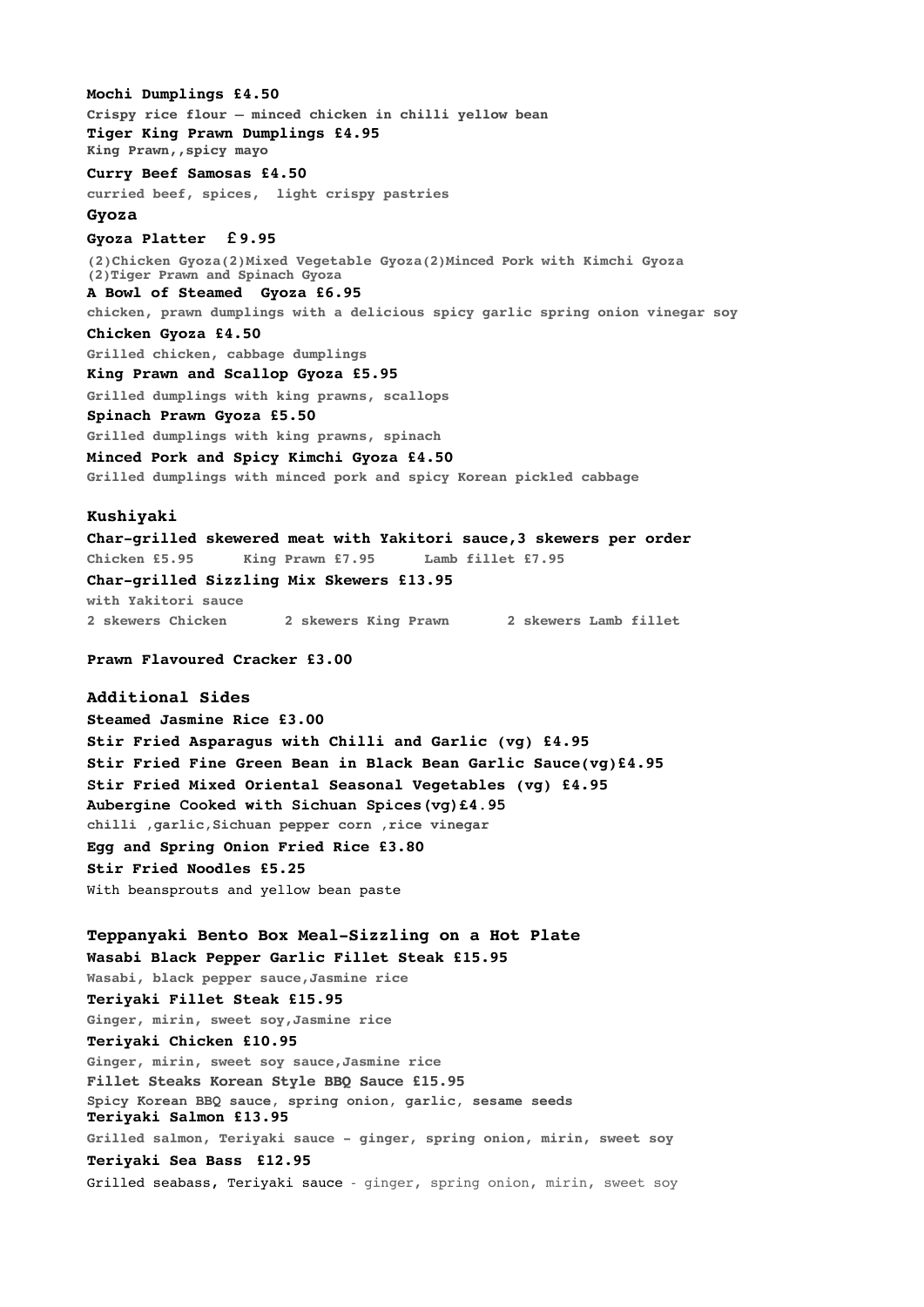**Mochi Dumplings £4.50**
Crispy rice flour – minced chicken in chilli yellow bean

**Tiger King Prawn Dumplings £4.95**
King Prawn,,spicy mayo

**Curry Beef Samosas £4.50**
curried beef, spices, light crispy pastries

## Gyoza

**Gyoza Platter £9.95**
(2)Chicken Gyoza(2)Mixed Vegetable Gyoza(2)Minced Pork with Kimchi Gyoza
(2)Tiger Prawn and Spinach Gyoza

**A Bowl of Steamed Gyoza £6.95**
chicken, prawn dumplings with a delicious spicy garlic spring onion vinegar soy

**Chicken Gyoza £4.50**
Grilled chicken, cabbage dumplings

**King Prawn and Scallop Gyoza £5.95**
Grilled dumplings with king prawns, scallops

**Spinach Prawn Gyoza £5.50**
Grilled dumplings with king prawns, spinach

**Minced Pork and Spicy Kimchi Gyoza £4.50**
Grilled dumplings with minced pork and spicy Korean pickled cabbage

## Kushiyaki

**Char-grilled skewered meat with Yakitori sauce,3 skewers per order**
Chicken £5.95 King Prawn £7.95 Lamb fillet £7.95

**Char-grilled Sizzling Mix Skewers £13.95**
with Yakitori sauce
2 skewers Chicken 2 skewers King Prawn 2 skewers Lamb fillet

**Prawn Flavoured Cracker £3.00**

## Additional Sides

**Steamed Jasmine Rice £3.00**

**Stir Fried Asparagus with Chilli and Garlic (vg) £4.95**

**Stir Fried Fine Green Bean in Black Bean Garlic Sauce(vg)£4.95**

**Stir Fried Mixed Oriental Seasonal Vegetables (vg) £4.95**

**Aubergine Cooked with Sichuan Spices(vg)£4.95**
chilli ,garlic,Sichuan pepper corn ,rice vinegar

**Egg and Spring Onion Fried Rice £3.80**

**Stir Fried Noodles £5.25**
With beansprouts and yellow bean paste

## Teppanyaki Bento Box Meal-Sizzling on a Hot Plate

**Wasabi Black Pepper Garlic Fillet Steak £15.95**
Wasabi, black pepper sauce,Jasmine rice

**Teriyaki Fillet Steak £15.95**
Ginger, mirin, sweet soy,Jasmine rice

**Teriyaki Chicken £10.95**
Ginger, mirin, sweet soy sauce,Jasmine rice

**Fillet Steaks Korean Style BBQ Sauce £15.95**
Spicy Korean BBQ sauce, spring onion, garlic, sesame seeds

**Teriyaki Salmon £13.95**
Grilled salmon, Teriyaki sauce - ginger, spring onion, mirin, sweet soy

**Teriyaki Sea Bass £12.95**
Grilled seabass, Teriyaki sauce - ginger, spring onion, mirin, sweet soy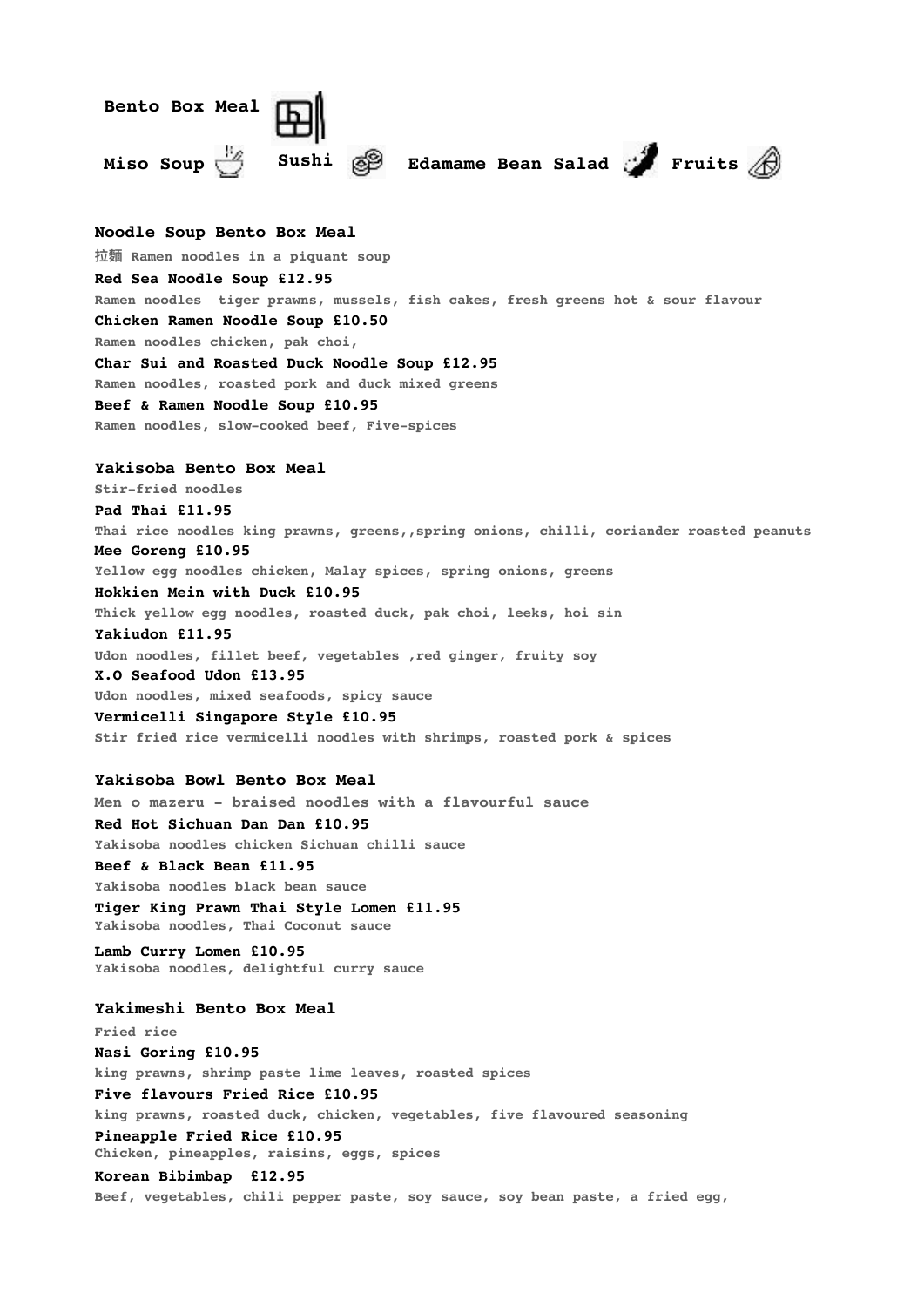## Bento Box Meal

**Miso Soup** **Sushi** **Edamame Bean Salad** **Fruits**

### Noodle Soup Bento Box Meal

拉麵 Ramen noodles in a piquant soup

**Red Sea Noodle Soup £12.95**
Ramen noodles tiger prawns, mussels, fish cakes, fresh greens hot & sour flavour

**Chicken Ramen Noodle Soup £10.50**
Ramen noodles chicken, pak choi,

**Char Sui and Roasted Duck Noodle Soup £12.95**
Ramen noodles, roasted pork and duck mixed greens

**Beef & Ramen Noodle Soup £10.95**
Ramen noodles, slow-cooked beef, Five-spices

### Yakisoba Bento Box Meal

Stir-fried noodles

**Pad Thai £11.95**
Thai rice noodles king prawns, greens,,spring onions, chilli, coriander roasted peanuts

**Mee Goreng £10.95**
Yellow egg noodles chicken, Malay spices, spring onions, greens

**Hokkien Mein with Duck £10.95**
Thick yellow egg noodles, roasted duck, pak choi, leeks, hoi sin

**Yakiudon £11.95**
Udon noodles, fillet beef, vegetables ,red ginger, fruity soy

**X.O Seafood Udon £13.95**
Udon noodles, mixed seafoods, spicy sauce

**Vermicelli Singapore Style £10.95**
Stir fried rice vermicelli noodles with shrimps, roasted pork & spices

### Yakisoba Bowl Bento Box Meal

Men o mazeru - braised noodles with a flavourful sauce

**Red Hot Sichuan Dan Dan £10.95**
Yakisoba noodles chicken Sichuan chilli sauce

**Beef & Black Bean £11.95**
Yakisoba noodles black bean sauce

**Tiger King Prawn Thai Style Lomen £11.95**
Yakisoba noodles, Thai Coconut sauce

**Lamb Curry Lomen £10.95**
Yakisoba noodles, delightful curry sauce

### Yakimeshi Bento Box Meal

Fried rice

**Nasi Goring £10.95**
king prawns, shrimp paste lime leaves, roasted spices

**Five flavours Fried Rice £10.95**
king prawns, roasted duck, chicken, vegetables, five flavoured seasoning

**Pineapple Fried Rice £10.95**
Chicken, pineapples, raisins, eggs, spices

**Korean Bibimbap £12.95**
Beef, vegetables, chili pepper paste, soy sauce, soy bean paste, a fried egg,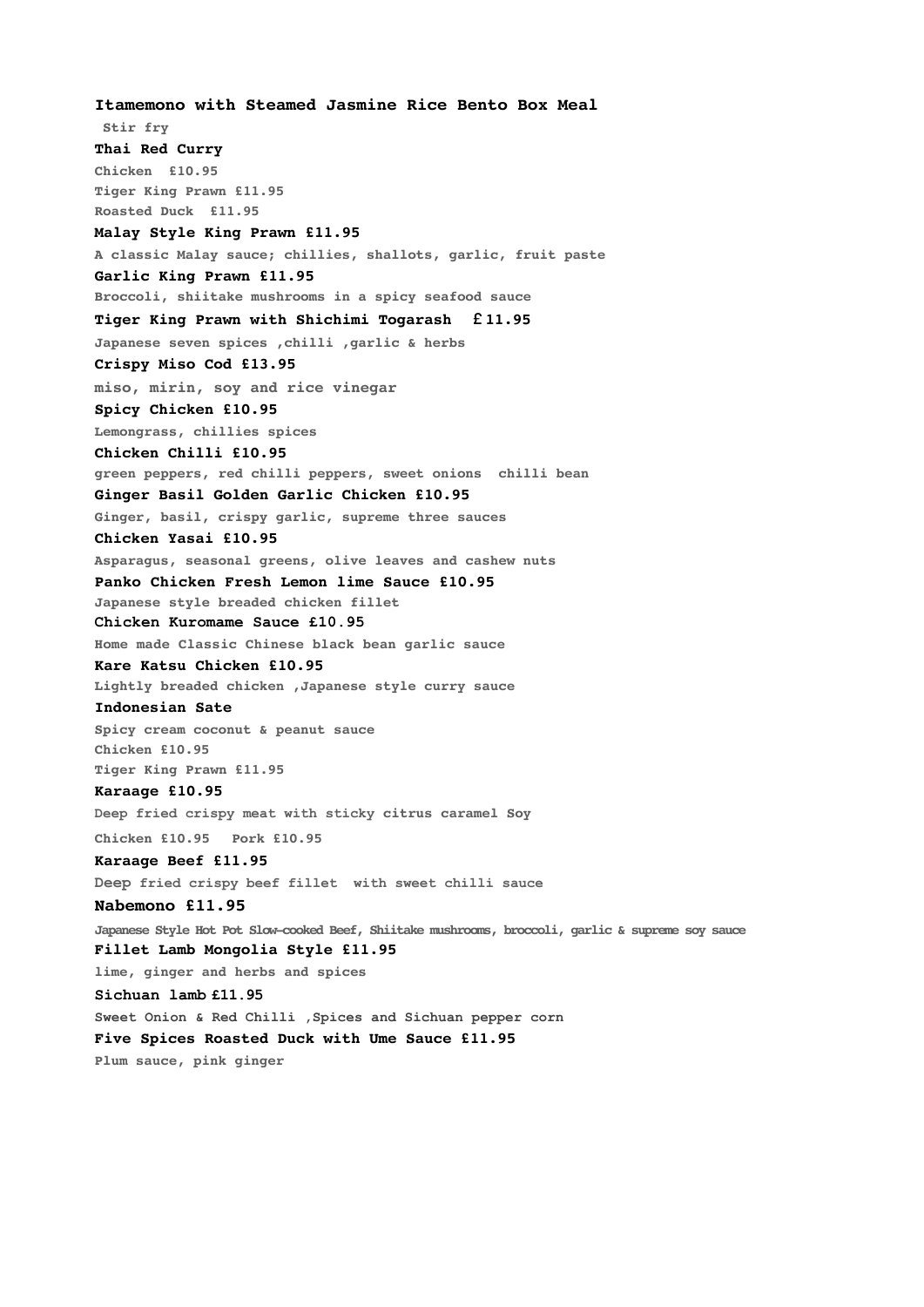## Itamemono with Steamed Jasmine Rice Bento Box Meal

Stir fry

**Thai Red Curry**

Chicken £10.95

Tiger King Prawn £11.95

Roasted Duck £11.95

**Malay Style King Prawn £11.95**

A classic Malay sauce; chillies, shallots, garlic, fruit paste

**Garlic King Prawn £11.95**

Broccoli, shiitake mushrooms in a spicy seafood sauce

**Tiger King Prawn with Shichimi Togarash £11.95**

Japanese seven spices ,chilli ,garlic & herbs

**Crispy Miso Cod £13.95**

miso, mirin, soy and rice vinegar

**Spicy Chicken £10.95**

Lemongrass, chillies spices

**Chicken Chilli £10.95**

green peppers, red chilli peppers, sweet onions chilli bean

**Ginger Basil Golden Garlic Chicken £10.95**

Ginger, basil, crispy garlic, supreme three sauces

**Chicken Yasai £10.95**

Asparagus, seasonal greens, olive leaves and cashew nuts

**Panko Chicken Fresh Lemon lime Sauce £10.95**

Japanese style breaded chicken fillet

**Chicken Kuromame Sauce £10.95**

Home made Classic Chinese black bean garlic sauce

**Kare Katsu Chicken £10.95**

Lightly breaded chicken ,Japanese style curry sauce

**Indonesian Sate**

Spicy cream coconut & peanut sauce

Chicken £10.95

Tiger King Prawn £11.95

**Karaage £10.95**

Deep fried crispy meat with sticky citrus caramel Soy

Chicken £10.95 Pork £10.95

**Karaage Beef £11.95**

Deep fried crispy beef fillet with sweet chilli sauce

**Nabemono £11.95**

Japanese Style Hot Pot Slow-cooked Beef, Shiitake mushrooms, broccoli, garlic & supreme soy sauce

**Fillet Lamb Mongolia Style £11.95**

lime, ginger and herbs and spices

**Sichuan lamb £11.95**

Sweet Onion & Red Chilli ,Spices and Sichuan pepper corn

**Five Spices Roasted Duck with Ume Sauce £11.95**

Plum sauce, pink ginger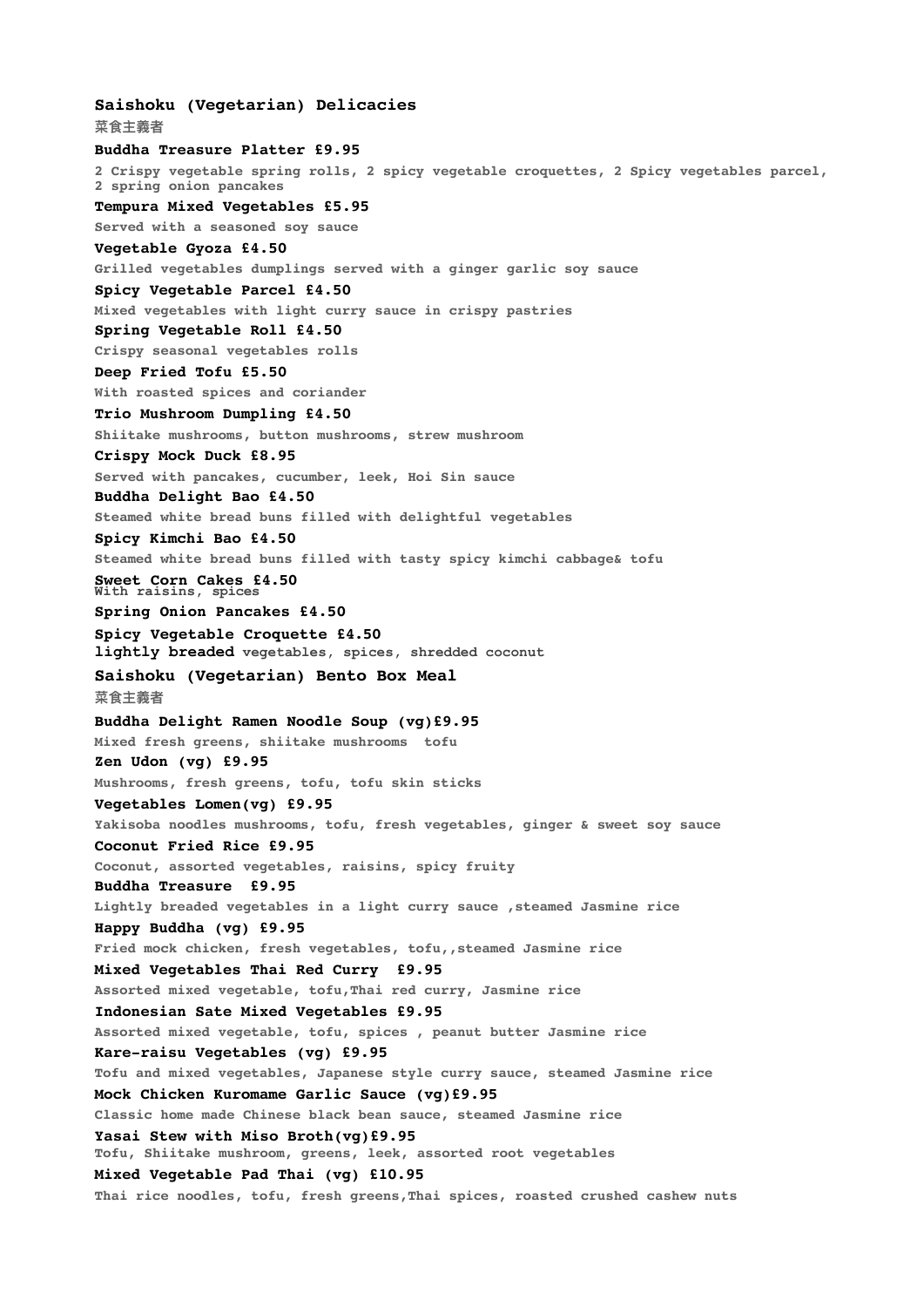## Saishoku (Vegetarian) Delicacies

菜食主義者

**Buddha Treasure Platter £9.95**

2 Crispy vegetable spring rolls, 2 spicy vegetable croquettes, 2 Spicy vegetables parcel, 2 spring onion pancakes

**Tempura Mixed Vegetables £5.95**

Served with a seasoned soy sauce

**Vegetable Gyoza £4.50**

Grilled vegetables dumplings served with a ginger garlic soy sauce

**Spicy Vegetable Parcel £4.50**

Mixed vegetables with light curry sauce in crispy pastries

**Spring Vegetable Roll £4.50**

Crispy seasonal vegetables rolls

**Deep Fried Tofu £5.50**

With roasted spices and coriander

**Trio Mushroom Dumpling £4.50**

Shiitake mushrooms, button mushrooms, strew mushroom

**Crispy Mock Duck £8.95**

Served with pancakes, cucumber, leek, Hoi Sin sauce

**Buddha Delight Bao £4.50**

Steamed white bread buns filled with delightful vegetables

**Spicy Kimchi Bao £4.50**

Steamed white bread buns filled with tasty spicy kimchi cabbage& tofu

**Sweet Corn Cakes £4.50**

With raisins, spices

**Spring Onion Pancakes £4.50**

**Spicy Vegetable Croquette £4.50**

**lightly breaded** vegetables, spices, shredded coconut

## Saishoku (Vegetarian) Bento Box Meal

菜食主義者

**Buddha Delight Ramen Noodle Soup (vg)£9.95**

Mixed fresh greens, shiitake mushrooms tofu

**Zen Udon (vg) £9.95**

Mushrooms, fresh greens, tofu, tofu skin sticks

**Vegetables Lomen(vg) £9.95**

Yakisoba noodles mushrooms, tofu, fresh vegetables, ginger & sweet soy sauce

**Coconut Fried Rice £9.95**

Coconut, assorted vegetables, raisins, spicy fruity

**Buddha Treasure £9.95**

Lightly breaded vegetables in a light curry sauce ,steamed Jasmine rice

**Happy Buddha (vg) £9.95**

Fried mock chicken, fresh vegetables, tofu,,steamed Jasmine rice

**Mixed Vegetables Thai Red Curry £9.95**

Assorted mixed vegetable, tofu,Thai red curry, Jasmine rice

**Indonesian Sate Mixed Vegetables £9.95**

Assorted mixed vegetable, tofu, spices , peanut butter Jasmine rice

**Kare-raisu Vegetables (vg) £9.95**

Tofu and mixed vegetables, Japanese style curry sauce, steamed Jasmine rice

**Mock Chicken Kuromame Garlic Sauce (vg)£9.95**

Classic home made Chinese black bean sauce, steamed Jasmine rice

**Yasai Stew with Miso Broth(vg)£9.95**

Tofu, Shiitake mushroom, greens, leek, assorted root vegetables

**Mixed Vegetable Pad Thai (vg) £10.95**

Thai rice noodles, tofu, fresh greens,Thai spices, roasted crushed cashew nuts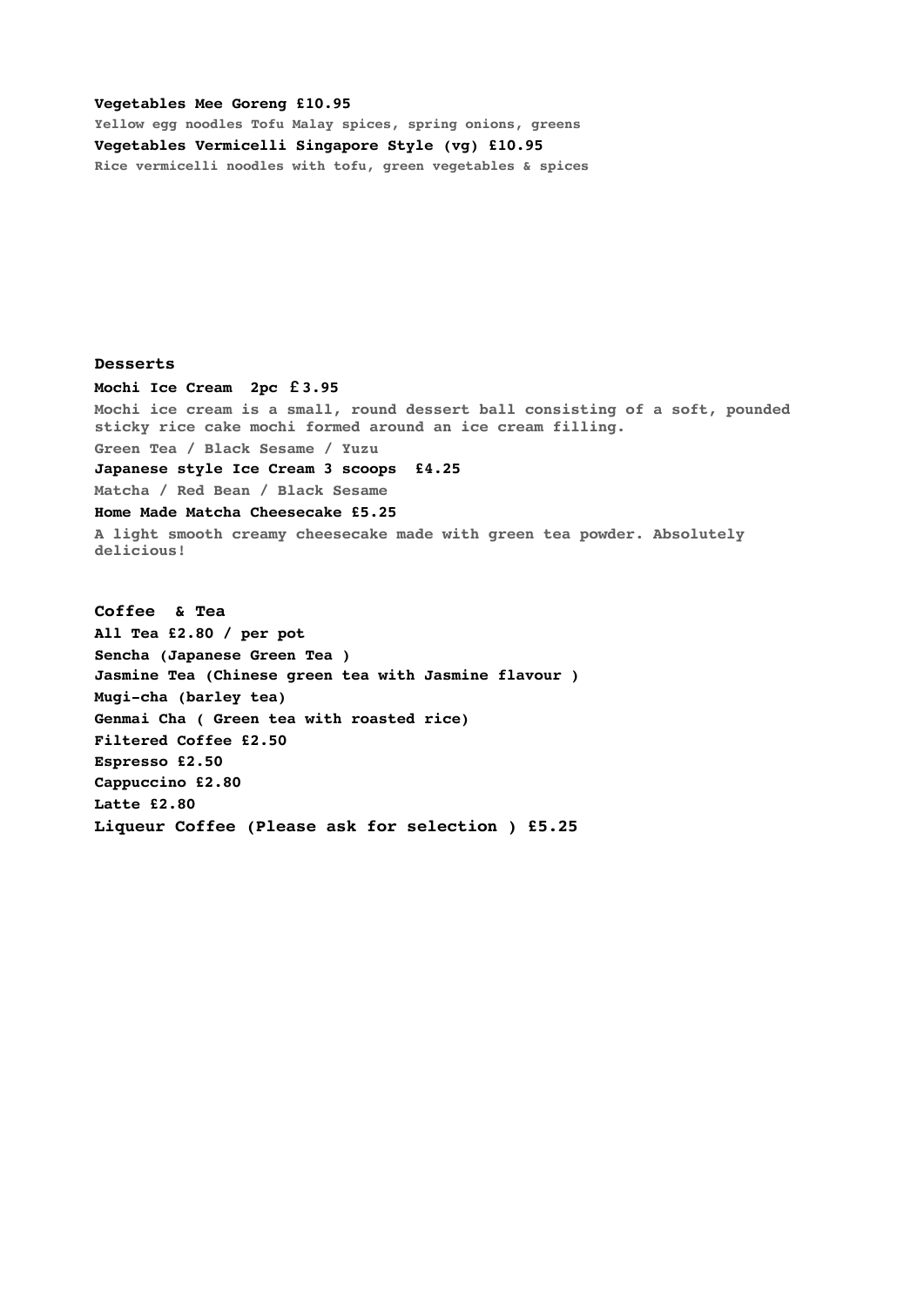**Vegetables Mee Goreng £10.95**

Yellow egg noodles Tofu Malay spices, spring onions, greens

**Vegetables Vermicelli Singapore Style (vg) £10.95**

Rice vermicelli noodles with tofu, green vegetables & spices

## Desserts

**Mochi Ice Cream 2pc £3.95**

Mochi ice cream is a small, round dessert ball consisting of a soft, pounded sticky rice cake mochi formed around an ice cream filling.

Green Tea / Black Sesame / Yuzu

**Japanese style Ice Cream 3 scoops £4.25**

Matcha / Red Bean / Black Sesame

**Home Made Matcha Cheesecake £5.25**

A light smooth creamy cheesecake made with green tea powder. Absolutely delicious!

## Coffee & Tea

**All Tea £2.80 / per pot**

**Sencha (Japanese Green Tea )**

**Jasmine Tea (Chinese green tea with Jasmine flavour )**

**Mugi-cha (barley tea)**

**Genmai Cha ( Green tea with roasted rice)**

**Filtered Coffee £2.50**

**Espresso £2.50**

**Cappuccino £2.80**

**Latte £2.80**

**Liqueur Coffee (Please ask for selection ) £5.25**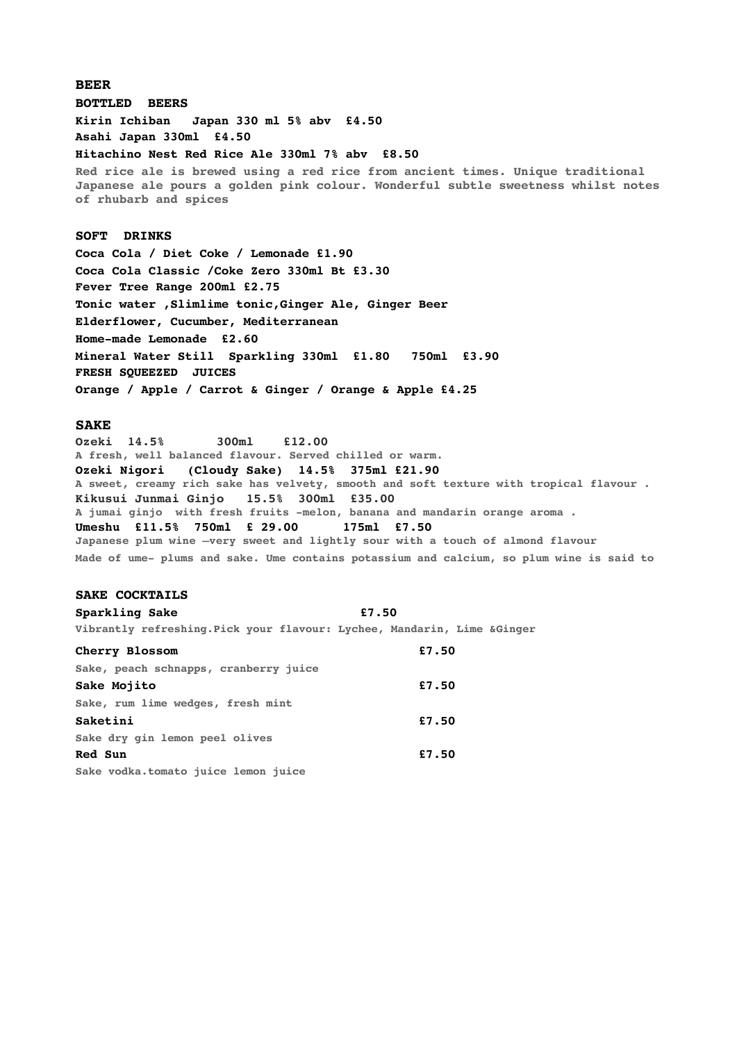## BEER

### BOTTLED BEERS

**Kirin Ichiban Japan 330 ml 5% abv £4.50**

**Asahi Japan 330ml £4.50**

**Hitachino Nest Red Rice Ale 330ml 7% abv £8.50**

Red rice ale is brewed using a red rice from ancient times. Unique traditional Japanese ale pours a golden pink colour. Wonderful subtle sweetness whilst notes of rhubarb and spices

### SOFT DRINKS

**Coca Cola / Diet Coke / Lemonade £1.90**

**Coca Cola Classic /Coke Zero 330ml Bt £3.30**

**Fever Tree Range 200ml £2.75**

**Tonic water ,Slimlime tonic,Ginger Ale, Ginger Beer**

**Elderflower, Cucumber, Mediterranean**

**Home-made Lemonade £2.60**

**Mineral Water Still Sparkling 330ml £1.80 750ml £3.90**

**FRESH SQUEEZED JUICES**

**Orange / Apple / Carrot & Ginger / Orange & Apple £4.25**

## SAKE

**Ozeki 14.5% 300ml £12.00**

A fresh, well balanced flavour. Served chilled or warm.

**Ozeki Nigori (Cloudy Sake) 14.5% 375ml £21.90**

A sweet, creamy rich sake has velvety, smooth and soft texture with tropical flavour .

**Kikusui Junmai Ginjo 15.5% 300ml £35.00**

A jumai ginjo with fresh fruits -melon, banana and mandarin orange aroma .

**Umeshu £11.5% 750ml £ 29.00 175ml £7.50**

Japanese plum wine –very sweet and lightly sour with a touch of almond flavour

Made of ume- plums and sake. Ume contains potassium and calcium, so plum wine is said to

### SAKE COCKTAILS

**Sparkling Sake £7.50**

Vibrantly refreshing.Pick your flavour: Lychee, Mandarin, Lime &Ginger

**Cherry Blossom £7.50**

Sake, peach schnapps, cranberry juice

**Sake Mojito £7.50**

Sake, rum lime wedges, fresh mint

**Saketini £7.50**

Sake dry gin lemon peel olives

**Red Sun £7.50**

Sake vodka.tomato juice lemon juice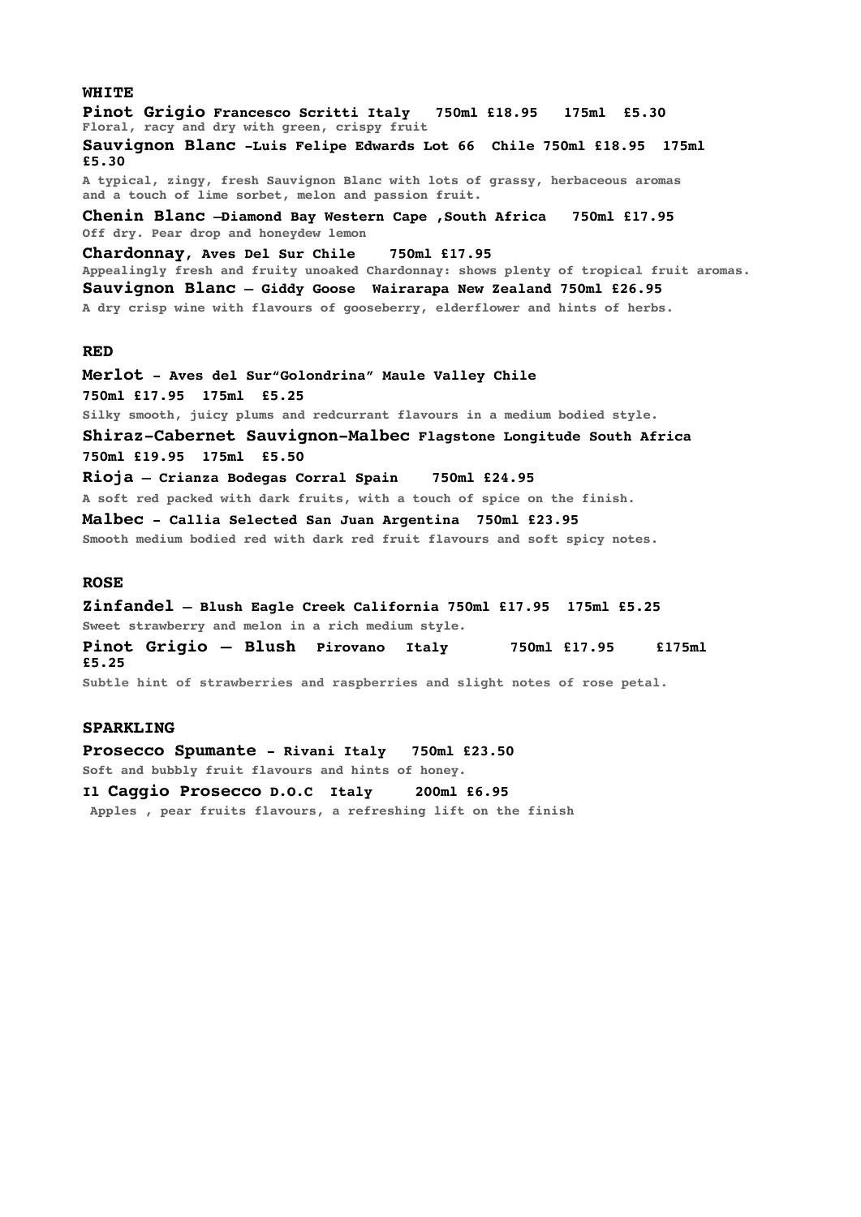## WHITE

**Pinot Grigio Francesco Scritti Italy 750ml £18.95 175ml £5.30**
Floral, racy and dry with green, crispy fruit

**Sauvignon Blanc -Luis Felipe Edwards Lot 66 Chile 750ml £18.95 175ml £5.30**
A typical, zingy, fresh Sauvignon Blanc with lots of grassy, herbaceous aromas and a touch of lime sorbet, melon and passion fruit.

**Chenin Blanc –Diamond Bay Western Cape ,South Africa 750ml £17.95**
Off dry. Pear drop and honeydew lemon

**Chardonnay, Aves Del Sur Chile 750ml £17.95**
Appealingly fresh and fruity unoaked Chardonnay: shows plenty of tropical fruit aromas.

**Sauvignon Blanc – Giddy Goose Wairarapa New Zealand 750ml £26.95**
A dry crisp wine with flavours of gooseberry, elderflower and hints of herbs.

## RED

**Merlot - Aves del Sur"Golondrina" Maule Valley Chile 750ml £17.95 175ml £5.25**
Silky smooth, juicy plums and redcurrant flavours in a medium bodied style.

**Shiraz-Cabernet Sauvignon-Malbec Flagstone Longitude South Africa 750ml £19.95 175ml £5.50**

**Rioja – Crianza Bodegas Corral Spain 750ml £24.95**
A soft red packed with dark fruits, with a touch of spice on the finish.

**Malbec - Callia Selected San Juan Argentina 750ml £23.95**
Smooth medium bodied red with dark red fruit flavours and soft spicy notes.

## ROSE

**Zinfandel – Blush Eagle Creek California 750ml £17.95 175ml £5.25**
Sweet strawberry and melon in a rich medium style.

**Pinot Grigio – Blush Pirovano Italy 750ml £17.95 £175ml £5.25**
Subtle hint of strawberries and raspberries and slight notes of rose petal.

## SPARKLING

**Prosecco Spumante - Rivani Italy 750ml £23.50**
Soft and bubbly fruit flavours and hints of honey.

**Il Caggio Prosecco D.O.C Italy 200ml £6.95**
Apples , pear fruits flavours, a refreshing lift on the finish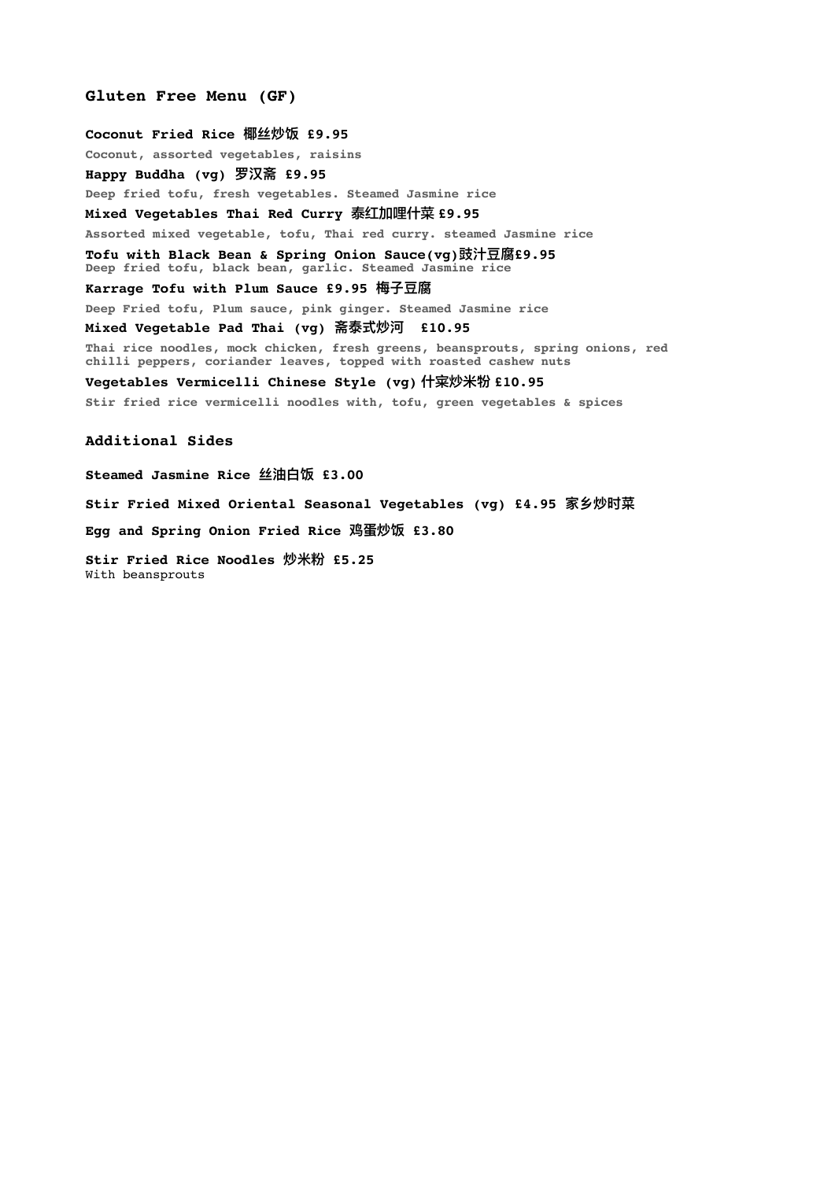## Gluten Free Menu (GF)

**Coconut Fried Rice 椰丝炒饭 £9.95**

Coconut, assorted vegetables, raisins

**Happy Buddha (vg) 罗汉斋 £9.95**

Deep fried tofu, fresh vegetables. Steamed Jasmine rice

**Mixed Vegetables Thai Red Curry 泰红加哩什菜 £9.95**

Assorted mixed vegetable, tofu, Thai red curry. steamed Jasmine rice

**Tofu with Black Bean & Spring Onion Sauce(vg)豉汁豆腐£9.95**

Deep fried tofu, black bean, garlic. Steamed Jasmine rice

**Karrage Tofu with Plum Sauce £9.95 梅子豆腐**

Deep Fried tofu, Plum sauce, pink ginger. Steamed Jasmine rice

**Mixed Vegetable Pad Thai (vg) 斋泰式炒河 £10.95**

Thai rice noodles, mock chicken, fresh greens, beansprouts, spring onions, red chilli peppers, coriander leaves, topped with roasted cashew nuts

**Vegetables Vermicelli Chinese Style (vg) 什菜炒米粉 £10.95**

Stir fried rice vermicelli noodles with, tofu, green vegetables & spices

### Additional Sides

**Steamed Jasmine Rice 丝油白饭 £3.00**

**Stir Fried Mixed Oriental Seasonal Vegetables (vg) £4.95 家乡炒时菜**

**Egg and Spring Onion Fried Rice 鸡蛋炒饭 £3.80**

**Stir Fried Rice Noodles 炒米粉 £5.25**

With beansprouts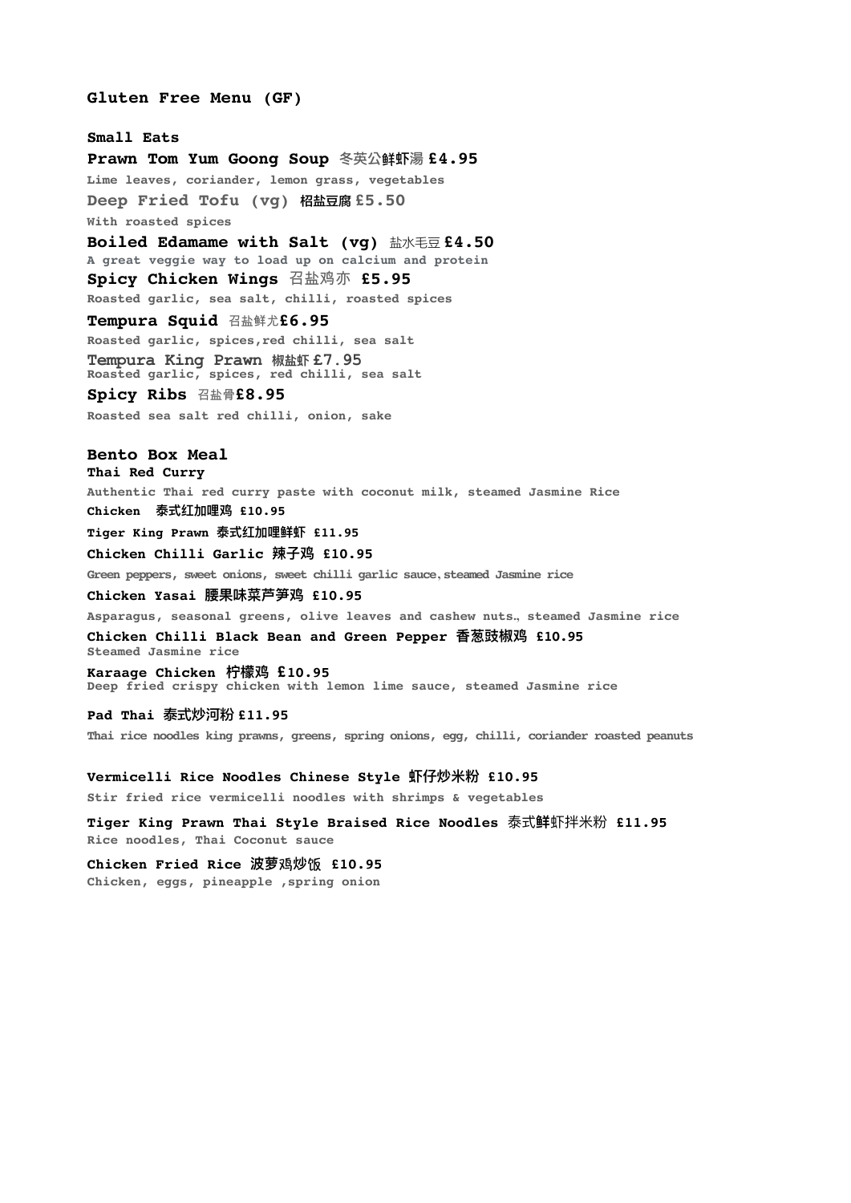# Gluten Free Menu (GF)

## Small Eats

**Prawn Tom Yum Goong Soup** 冬荚公鲜虾湯 **£4.95**
Lime leaves, coriander, lemon grass, vegetables

**Deep Fried Tofu (vg)** 椙盐豆腐 **£5.50**
With roasted spices

**Boiled Edamame with Salt (vg)** 盐水毛豆 **£4.50**
A great veggie way to load up on calcium and protein

**Spicy Chicken Wings** 召盐鸡亦 **£5.95**
Roasted garlic, sea salt, chilli, roasted spices

**Tempura Squid** 召盐鲜尤**£6.95**
Roasted garlic, spices,red chilli, sea salt

**Tempura King Prawn** 椒盐虾 **£7.95**
Roasted garlic, spices, red chilli, sea salt

**Spicy Ribs** 召盐骨**£8.95**
Roasted sea salt red chilli, onion, sake

## Bento Box Meal

**Thai Red Curry**
Authentic Thai red curry paste with coconut milk, steamed Jasmine Rice

**Chicken** 泰式红加哩鸡 **£10.95**

**Tiger King Prawn** 泰式红加哩鲜虾 **£11.95**

**Chicken Chilli Garlic** 辣子鸡 **£10.95**
Green peppers, sweet onions, sweet chilli garlic sauce,steamed Jasmine rice

**Chicken Yasai** 腰果味菜芦笋鸡 **£10.95**
Asparagus, seasonal greens, olive leaves and cashew nuts., steamed Jasmine rice

**Chicken Chilli Black Bean and Green Pepper** 香葱豉椒鸡 **£10.95**
Steamed Jasmine rice

**Karaage Chicken** 柠檬鸡 **£10.95**
Deep fried crispy chicken with lemon lime sauce, steamed Jasmine rice

**Pad Thai** 泰式炒河粉 **£11.95**
Thai rice noodles king prawns, greens, spring onions, egg, chilli, coriander roasted peanuts

**Vermicelli Rice Noodles Chinese Style** 虾仔炒米粉 **£10.95**
Stir fried rice vermicelli noodles with shrimps & vegetables

**Tiger King Prawn Thai Style Braised Rice Noodles** 泰式鲜虾拌米粉 **£11.95**
Rice noodles, Thai Coconut sauce

**Chicken Fried Rice** 波萝鸡炒饭 **£10.95**
Chicken, eggs, pineapple ,spring onion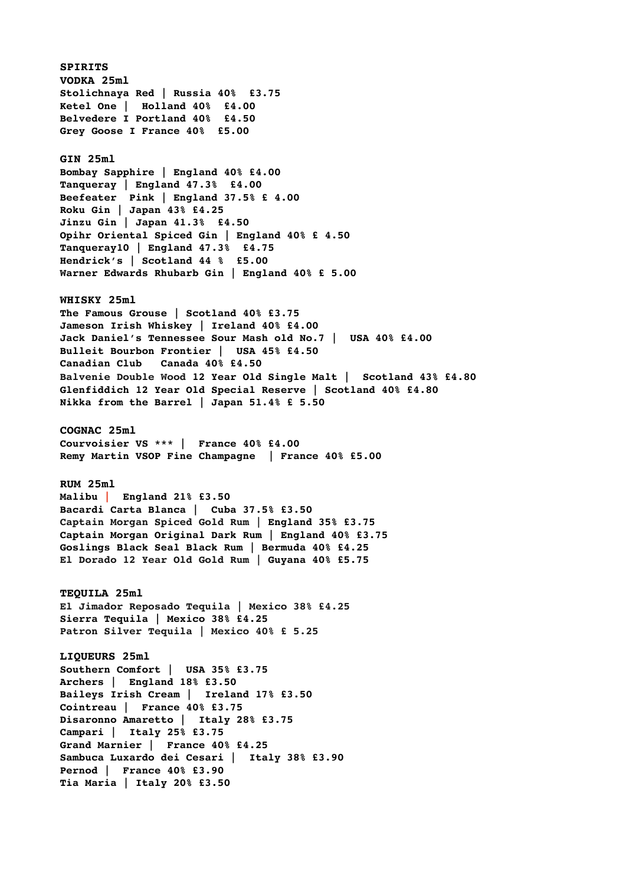# SPIRITS

## VODKA 25ml

Stolichnaya Red | Russia 40% £3.75
Ketel One | Holland 40% £4.00
Belvedere I Portland 40% £4.50
Grey Goose I France 40% £5.00

## GIN 25ml

Bombay Sapphire | England 40% £4.00
Tanqueray | England 47.3% £4.00
Beefeater Pink | England 37.5% £ 4.00
Roku Gin | Japan 43% £4.25
Jinzu Gin | Japan 41.3% £4.50
Opihr Oriental Spiced Gin | England 40% £ 4.50
Tanqueray10 | England 47.3% £4.75
Hendrick's | Scotland 44 % £5.00
Warner Edwards Rhubarb Gin | England 40% £ 5.00

## WHISKY 25ml

The Famous Grouse | Scotland 40% £3.75
Jameson Irish Whiskey | Ireland 40% £4.00
Jack Daniel's Tennessee Sour Mash old No.7 | USA 40% £4.00
Bulleit Bourbon Frontier | USA 45% £4.50
Canadian Club Canada 40% £4.50
Balvenie Double Wood 12 Year Old Single Malt | Scotland 43% £4.80
Glenfiddich 12 Year Old Special Reserve | Scotland 40% £4.80
Nikka from the Barrel | Japan 51.4% £ 5.50

## COGNAC 25ml

Courvoisier VS *** | France 40% £4.00
Remy Martin VSOP Fine Champagne | France 40% £5.00

## RUM 25ml

Malibu | England 21% £3.50
Bacardi Carta Blanca | Cuba 37.5% £3.50
Captain Morgan Spiced Gold Rum | England 35% £3.75
Captain Morgan Original Dark Rum | England 40% £3.75
Goslings Black Seal Black Rum | Bermuda 40% £4.25
El Dorado 12 Year Old Gold Rum | Guyana 40% £5.75

## TEQUILA 25ml

El Jimador Reposado Tequila | Mexico 38% £4.25
Sierra Tequila | Mexico 38% £4.25
Patron Silver Tequila | Mexico 40% £ 5.25

## LIQUEURS 25ml

Southern Comfort | USA 35% £3.75
Archers | England 18% £3.50
Baileys Irish Cream | Ireland 17% £3.50
Cointreau | France 40% £3.75
Disaronno Amaretto | Italy 28% £3.75
Campari | Italy 25% £3.75
Grand Marnier | France 40% £4.25
Sambuca Luxardo dei Cesari | Italy 38% £3.90
Pernod | France 40% £3.90
Tia Maria | Italy 20% £3.50